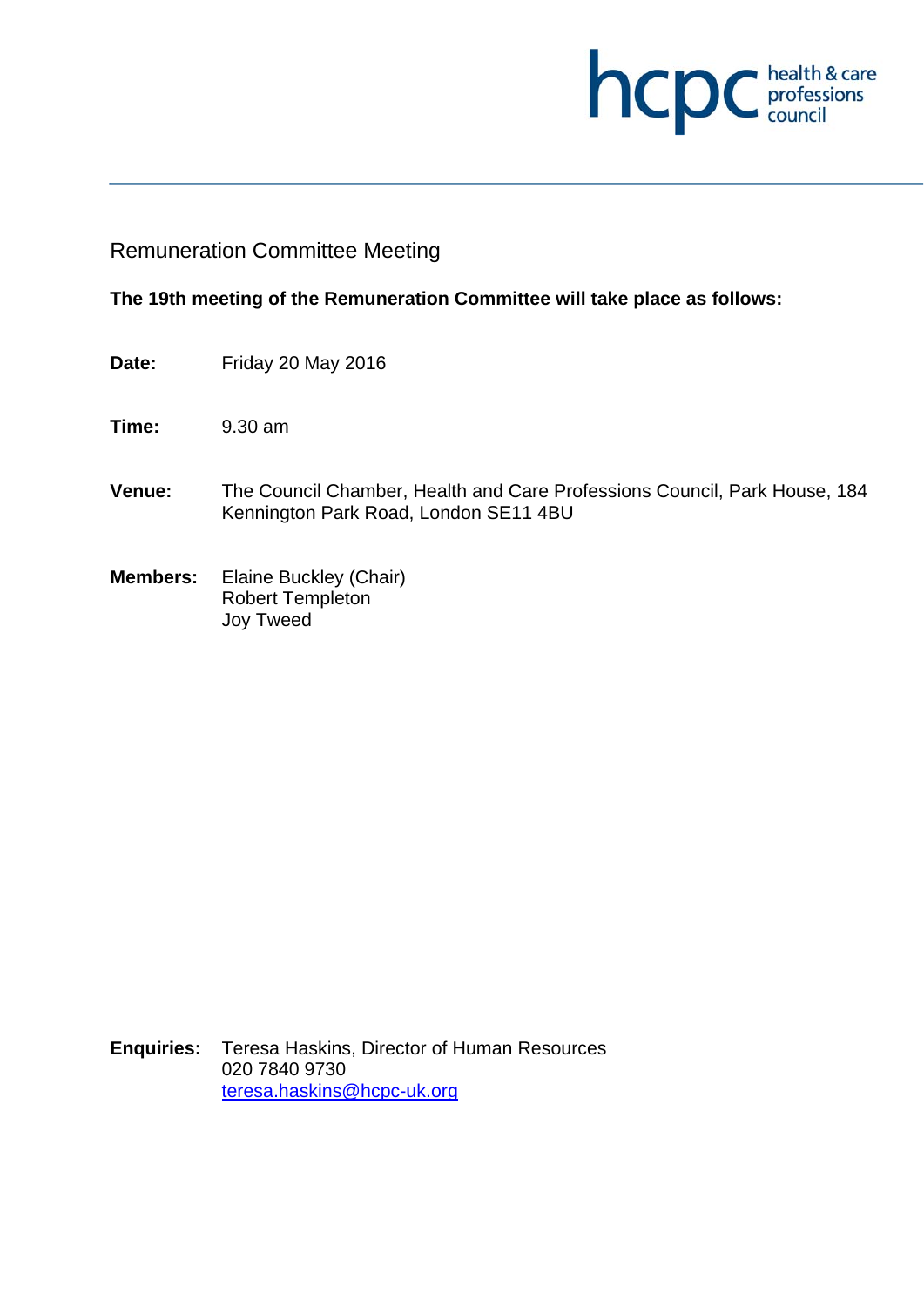# Remuneration Committee Meeting

**The 19th meeting of the Remuneration Committee will take place as follows:**

**Date:** Friday 20 May 2016

**Time:** 9.30 am

**Venue:** The Council Chamber, Health and Care Professions Council, Park House, 184 Kennington Park Road, London SE11 4BU

**Members:** Elaine Buckley (Chair)
Robert Templeton
Joy Tweed

**Enquiries:** Teresa Haskins, Director of Human Resources
020 7840 9730
teresa.haskins@hcpc-uk.org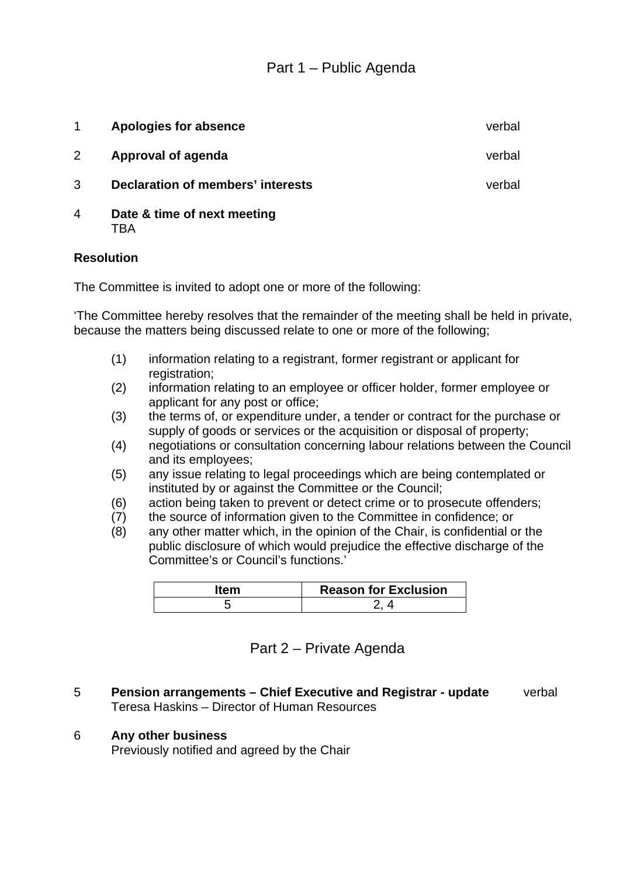## Part 1 – Public Agenda

1 **Apologies for absence** verbal

2 **Approval of agenda** verbal

3 **Declaration of members' interests** verbal

4 **Date & time of next meeting**
TBA

**Resolution**

The Committee is invited to adopt one or more of the following:

'The Committee hereby resolves that the remainder of the meeting shall be held in private, because the matters being discussed relate to one or more of the following;

(1) information relating to a registrant, former registrant or applicant for registration;
(2) information relating to an employee or officer holder, former employee or applicant for any post or office;
(3) the terms of, or expenditure under, a tender or contract for the purchase or supply of goods or services or the acquisition or disposal of property;
(4) negotiations or consultation concerning labour relations between the Council and its employees;
(5) any issue relating to legal proceedings which are being contemplated or instituted by or against the Committee or the Council;
(6) action being taken to prevent or detect crime or to prosecute offenders;
(7) the source of information given to the Committee in confidence; or
(8) any other matter which, in the opinion of the Chair, is confidential or the public disclosure of which would prejudice the effective discharge of the Committee's or Council's functions.'

| Item | Reason for Exclusion |
|---|---|
| 5 | 2, 4 |

## Part 2 – Private Agenda

5 **Pension arrangements – Chief Executive and Registrar - update** verbal
Teresa Haskins – Director of Human Resources

6 **Any other business**
Previously notified and agreed by the Chair